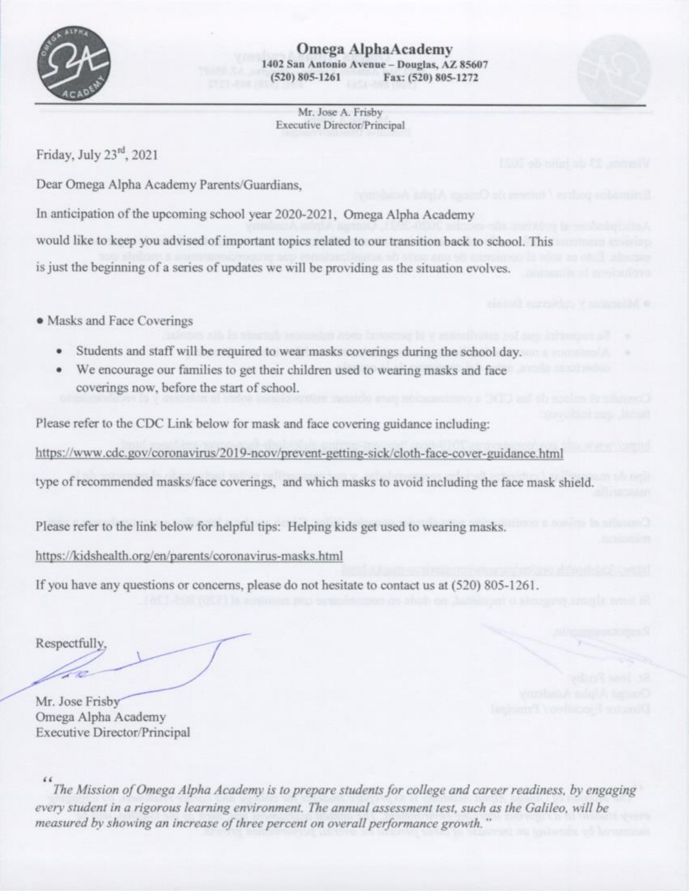# Omega AlphaAcademy

**1402 San Antonio Avenue – Douglas, AZ 85607**
**(520) 805-1261 Fax: (520) 805-1272**

Mr. Jose A. Frisby
Executive Director/Principal

Friday, July 23rd, 2021

Dear Omega Alpha Academy Parents/Guardians,

In anticipation of the upcoming school year 2020-2021, Omega Alpha Academy would like to keep you advised of important topics related to our transition back to school. This is just the beginning of a series of updates we will be providing as the situation evolves.

- Masks and Face Coverings
  - Students and staff will be required to wear masks coverings during the school day.
  - We encourage our families to get their children used to wearing masks and face coverings now, before the start of school.

Please refer to the CDC Link below for mask and face covering guidance including:

https://www.cdc.gov/coronavirus/2019-ncov/prevent-getting-sick/cloth-face-cover-guidance.html

type of recommended masks/face coverings, and which masks to avoid including the face mask shield.

Please refer to the link below for helpful tips: Helping kids get used to wearing masks.

https://kidshealth.org/en/parents/coronavirus-masks.html

If you have any questions or concerns, please do not hesitate to contact us at (520) 805-1261.

Respectfully,

Mr. Jose Frisby
Omega Alpha Academy
Executive Director/Principal

*"The Mission of Omega Alpha Academy is to prepare students for college and career readiness, by engaging every student in a rigorous learning environment. The annual assessment test, such as the Galileo, will be measured by showing an increase of three percent on overall performance growth."*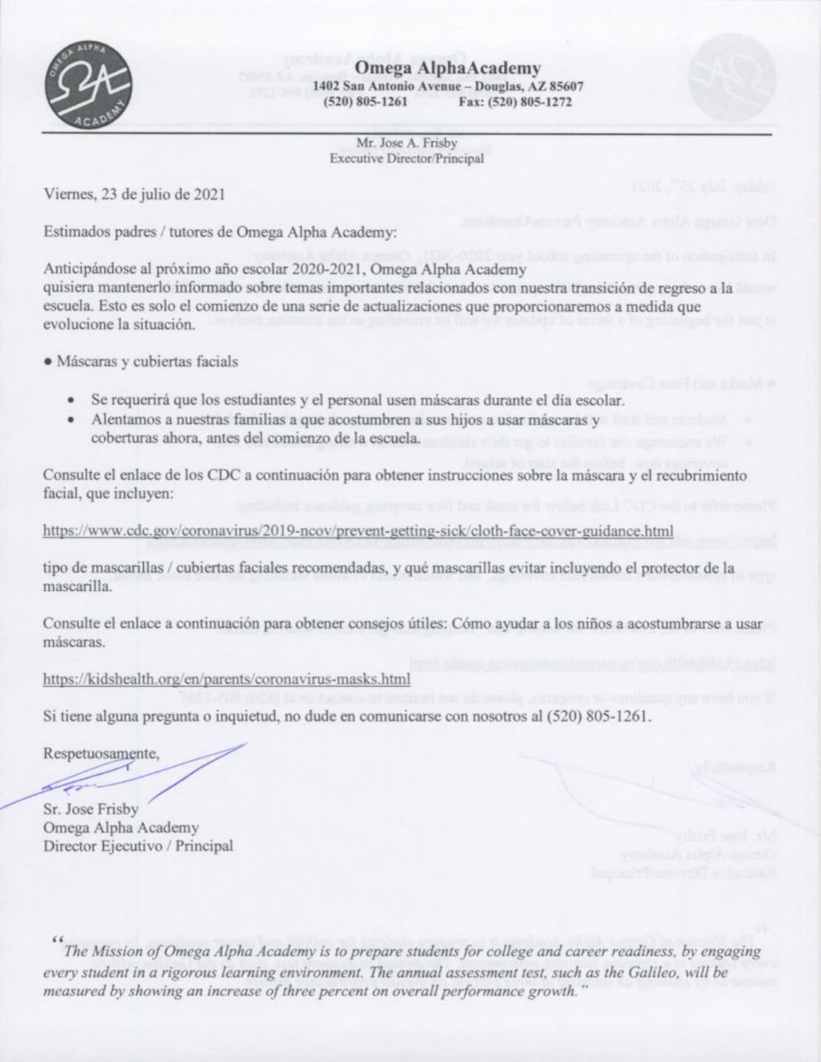**Omega AlphaAcademy**
**1402 San Antonio Avenue – Douglas, AZ 85607**
**(520) 805-1261 Fax: (520) 805-1272**

Mr. Jose A. Frisby
Executive Director/Principal

Viernes, 23 de julio de 2021

Estimados padres / tutores de Omega Alpha Academy:

Anticipándose al próximo año escolar 2020-2021, Omega Alpha Academy quisiera mantenerlo informado sobre temas importantes relacionados con nuestra transición de regreso a la escuela. Esto es solo el comienzo de una serie de actualizaciones que proporcionaremos a medida que evolucione la situación.

- Máscaras y cubiertas faciales
  - Se requerirá que los estudiantes y el personal usen máscaras durante el día escolar.
  - Alentamos a nuestras familias a que acostumbren a sus hijos a usar máscaras y coberturas ahora, antes del comienzo de la escuela.

Consulte el enlace de los CDC a continuación para obtener instrucciones sobre la máscara y el recubrimiento facial, que incluyen:

https://www.cdc.gov/coronavirus/2019-ncov/prevent-getting-sick/cloth-face-cover-guidance.html

tipo de mascarillas / cubiertas faciales recomendadas, y qué mascarillas evitar incluyendo el protector de la mascarilla.

Consulte el enlace a continuación para obtener consejos útiles: Cómo ayudar a los niños a acostumbrarse a usar máscaras.

https://kidshealth.org/en/parents/coronavirus-masks.html

Si tiene alguna pregunta o inquietud, no dude en comunicarse con nosotros al (520) 805-1261.

Respetuosamente,

Sr. Jose Frisby
Omega Alpha Academy
Director Ejecutivo / Principal

*"The Mission of Omega Alpha Academy is to prepare students for college and career readiness, by engaging every student in a rigorous learning environment. The annual assessment test, such as the Galileo, will be measured by showing an increase of three percent on overall performance growth."*